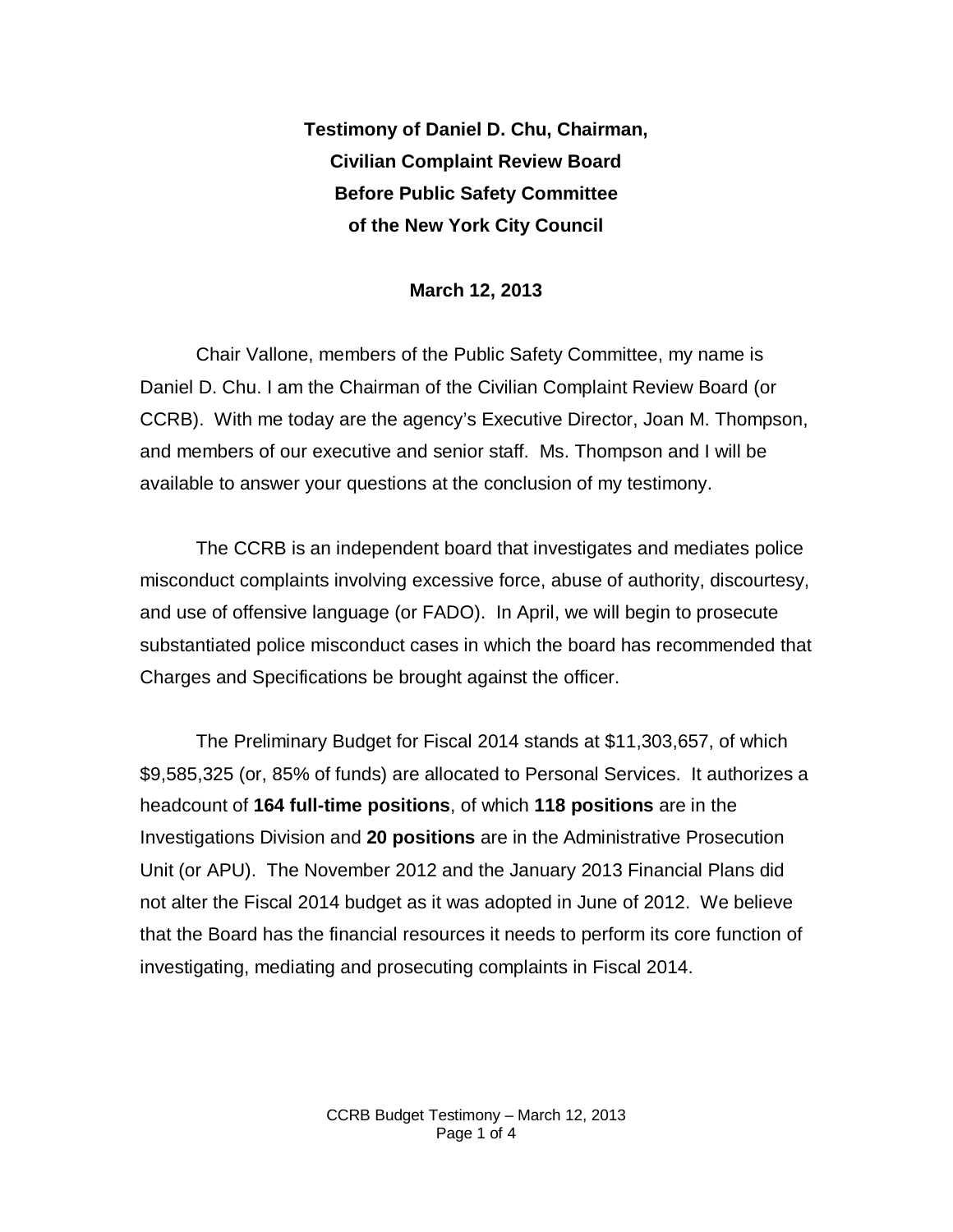**Testimony of Daniel D. Chu, Chairman,**
**Civilian Complaint Review Board**
**Before Public Safety Committee**
**of the New York City Council**

**March 12, 2013**

Chair Vallone, members of the Public Safety Committee, my name is Daniel D. Chu. I am the Chairman of the Civilian Complaint Review Board (or CCRB). With me today are the agency's Executive Director, Joan M. Thompson, and members of our executive and senior staff. Ms. Thompson and I will be available to answer your questions at the conclusion of my testimony.

The CCRB is an independent board that investigates and mediates police misconduct complaints involving excessive force, abuse of authority, discourtesy, and use of offensive language (or FADO). In April, we will begin to prosecute substantiated police misconduct cases in which the board has recommended that Charges and Specifications be brought against the officer.

The Preliminary Budget for Fiscal 2014 stands at $11,303,657, of which $9,585,325 (or, 85% of funds) are allocated to Personal Services. It authorizes a headcount of **164 full-time positions**, of which **118 positions** are in the Investigations Division and **20 positions** are in the Administrative Prosecution Unit (or APU). The November 2012 and the January 2013 Financial Plans did not alter the Fiscal 2014 budget as it was adopted in June of 2012. We believe that the Board has the financial resources it needs to perform its core function of investigating, mediating and prosecuting complaints in Fiscal 2014.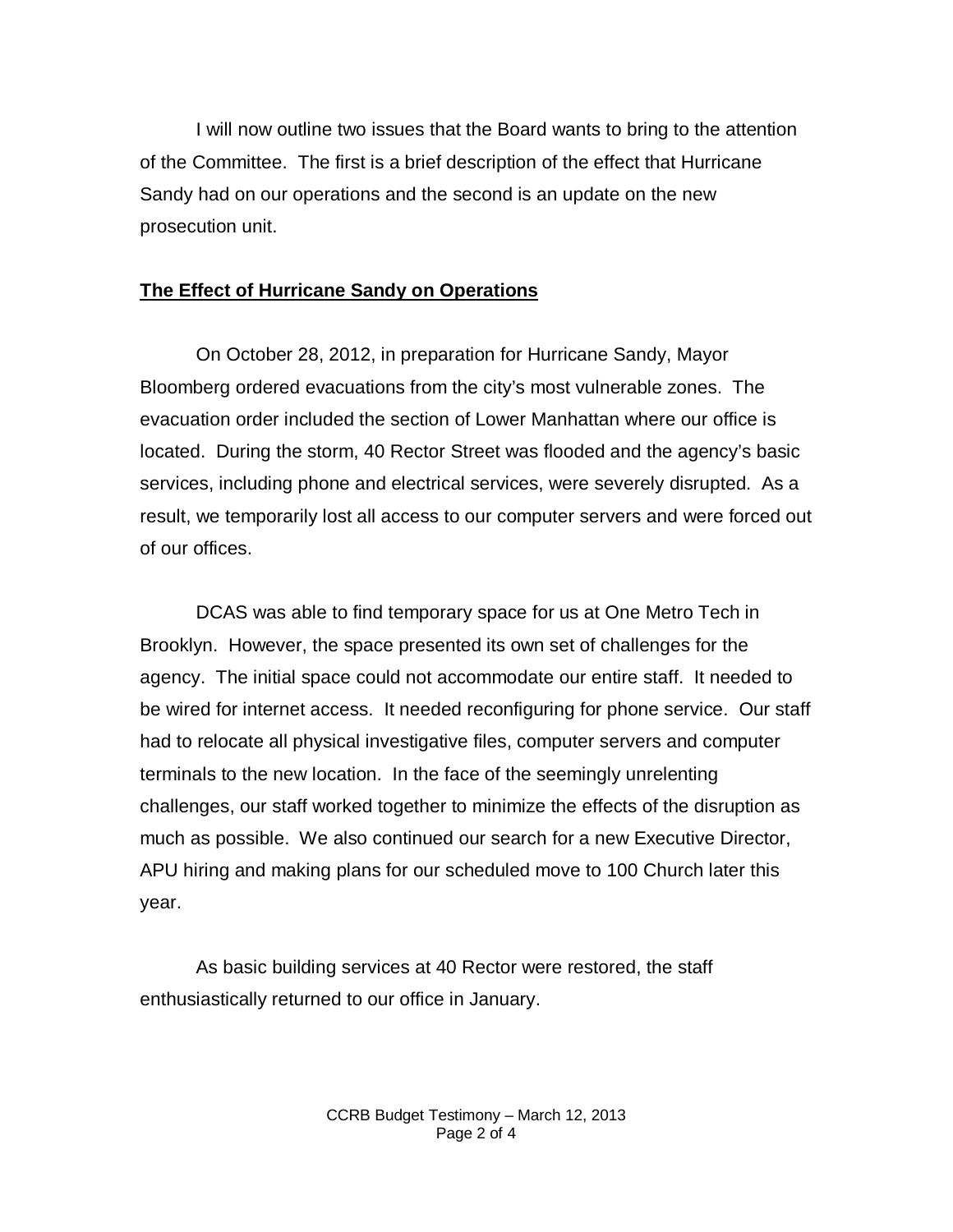I will now outline two issues that the Board wants to bring to the attention of the Committee. The first is a brief description of the effect that Hurricane Sandy had on our operations and the second is an update on the new prosecution unit.

## **The Effect of Hurricane Sandy on Operations**

On October 28, 2012, in preparation for Hurricane Sandy, Mayor Bloomberg ordered evacuations from the city's most vulnerable zones. The evacuation order included the section of Lower Manhattan where our office is located. During the storm, 40 Rector Street was flooded and the agency's basic services, including phone and electrical services, were severely disrupted. As a result, we temporarily lost all access to our computer servers and were forced out of our offices.

DCAS was able to find temporary space for us at One Metro Tech in Brooklyn. However, the space presented its own set of challenges for the agency. The initial space could not accommodate our entire staff. It needed to be wired for internet access. It needed reconfiguring for phone service. Our staff had to relocate all physical investigative files, computer servers and computer terminals to the new location. In the face of the seemingly unrelenting challenges, our staff worked together to minimize the effects of the disruption as much as possible. We also continued our search for a new Executive Director, APU hiring and making plans for our scheduled move to 100 Church later this year.

As basic building services at 40 Rector were restored, the staff enthusiastically returned to our office in January.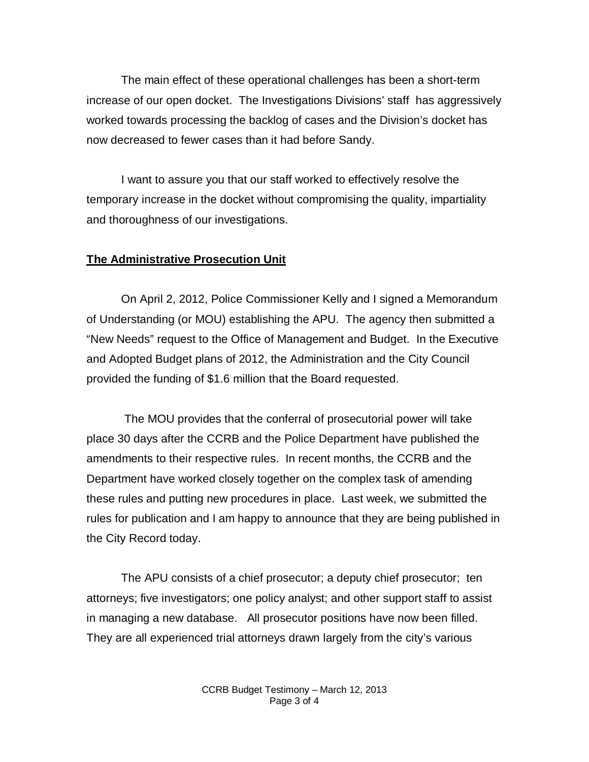The main effect of these operational challenges has been a short-term increase of our open docket. The Investigations Divisions' staff has aggressively worked towards processing the backlog of cases and the Division's docket has now decreased to fewer cases than it had before Sandy.

I want to assure you that our staff worked to effectively resolve the temporary increase in the docket without compromising the quality, impartiality and thoroughness of our investigations.

## The Administrative Prosecution Unit

On April 2, 2012, Police Commissioner Kelly and I signed a Memorandum of Understanding (or MOU) establishing the APU. The agency then submitted a "New Needs" request to the Office of Management and Budget. In the Executive and Adopted Budget plans of 2012, the Administration and the City Council provided the funding of $1.6 million that the Board requested.

The MOU provides that the conferral of prosecutorial power will take place 30 days after the CCRB and the Police Department have published the amendments to their respective rules. In recent months, the CCRB and the Department have worked closely together on the complex task of amending these rules and putting new procedures in place. Last week, we submitted the rules for publication and I am happy to announce that they are being published in the City Record today.

The APU consists of a chief prosecutor; a deputy chief prosecutor; ten attorneys; five investigators; one policy analyst; and other support staff to assist in managing a new database. All prosecutor positions have now been filled. They are all experienced trial attorneys drawn largely from the city's various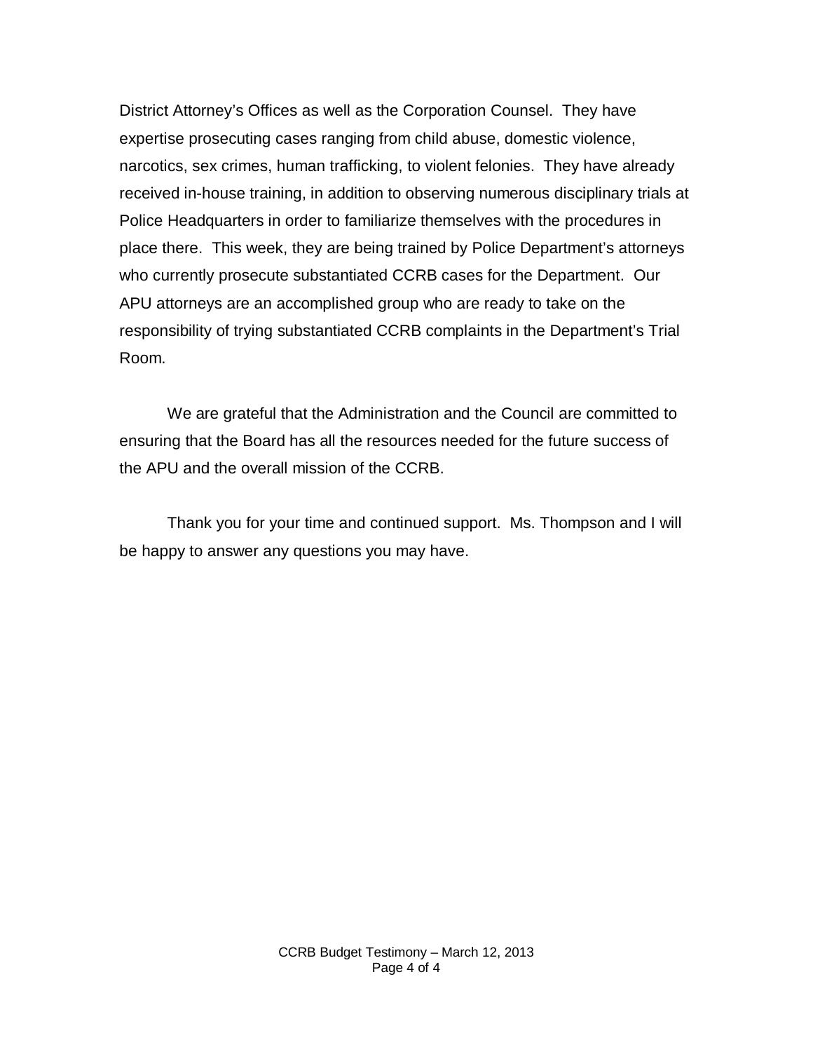District Attorney's Offices as well as the Corporation Counsel. They have expertise prosecuting cases ranging from child abuse, domestic violence, narcotics, sex crimes, human trafficking, to violent felonies. They have already received in-house training, in addition to observing numerous disciplinary trials at Police Headquarters in order to familiarize themselves with the procedures in place there. This week, they are being trained by Police Department's attorneys who currently prosecute substantiated CCRB cases for the Department. Our APU attorneys are an accomplished group who are ready to take on the responsibility of trying substantiated CCRB complaints in the Department's Trial Room.

We are grateful that the Administration and the Council are committed to ensuring that the Board has all the resources needed for the future success of the APU and the overall mission of the CCRB.

Thank you for your time and continued support. Ms. Thompson and I will be happy to answer any questions you may have.